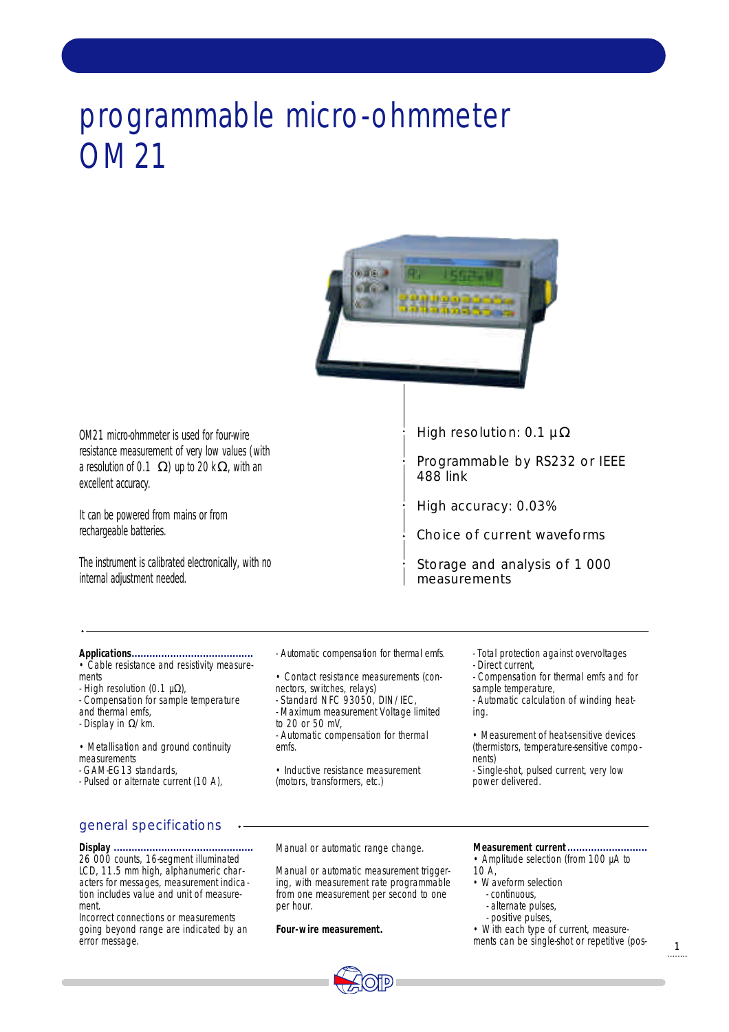# programmable micro-ohmmeter
# OM 21

OM21 micro-ohmmeter is used for four-wire resistance measurement of very low values (with a resolution of 0.1 µΩ) up to 20 kΩ, with an excellent accuracy.

It can be powered from mains or from rechargeable batteries.

The instrument is calibrated electronically, with no internal adjustment needed.

- High resolution: 0.1 µΩ
- Programmable by RS232 or IEEE 488 link
- High accuracy: 0.03%
- Choice of current waveforms
- Storage and analysis of 1 000 measurements

**Applications**

• Cable resistance and resistivity measurements
- High resolution (0.1 µΩ),
- Compensation for sample temperature and thermal emfs,
- Display in Ω/km.

• Metallisation and ground continuity measurements
- GAM-EG13 standards,
- Pulsed or alternate current (10 A),
- Automatic compensation for thermal emfs.

• Contact resistance measurements (connectors, switches, relays)
- Standard NFC 93050, DIN/IEC,
- Maximum measurement Voltage limited to 20 or 50 mV,
- Automatic compensation for thermal emfs.

• Inductive resistance measurement (motors, transformers, etc.)
- Total protection against overvoltages
- Direct current,
- Compensation for thermal emfs and for sample temperature,
- Automatic calculation of winding heating.

• Measurement of heat-sensitive devices (thermistors, temperature-sensitive components)
- Single-shot, pulsed current, very low power delivered.

## general specifications

**Display**

26 000 counts, 16-segment illuminated LCD, 11.5 mm high, alphanumeric characters for messages, measurement indication includes value and unit of measurement.
Incorrect connections or measurements going beyond range are indicated by an error message.

Manual or automatic range change.

Manual or automatic measurement triggering, with measurement rate programmable from one measurement per second to one per hour.

**Four-wire measurement.**

**Measurement current**

• Amplitude selection (from 100 µA to 10 A,
• Waveform selection
- continuous,
- alternate pulses,
- positive pulses,
• With each type of current, measurements can be single-shot or repetitive (pos-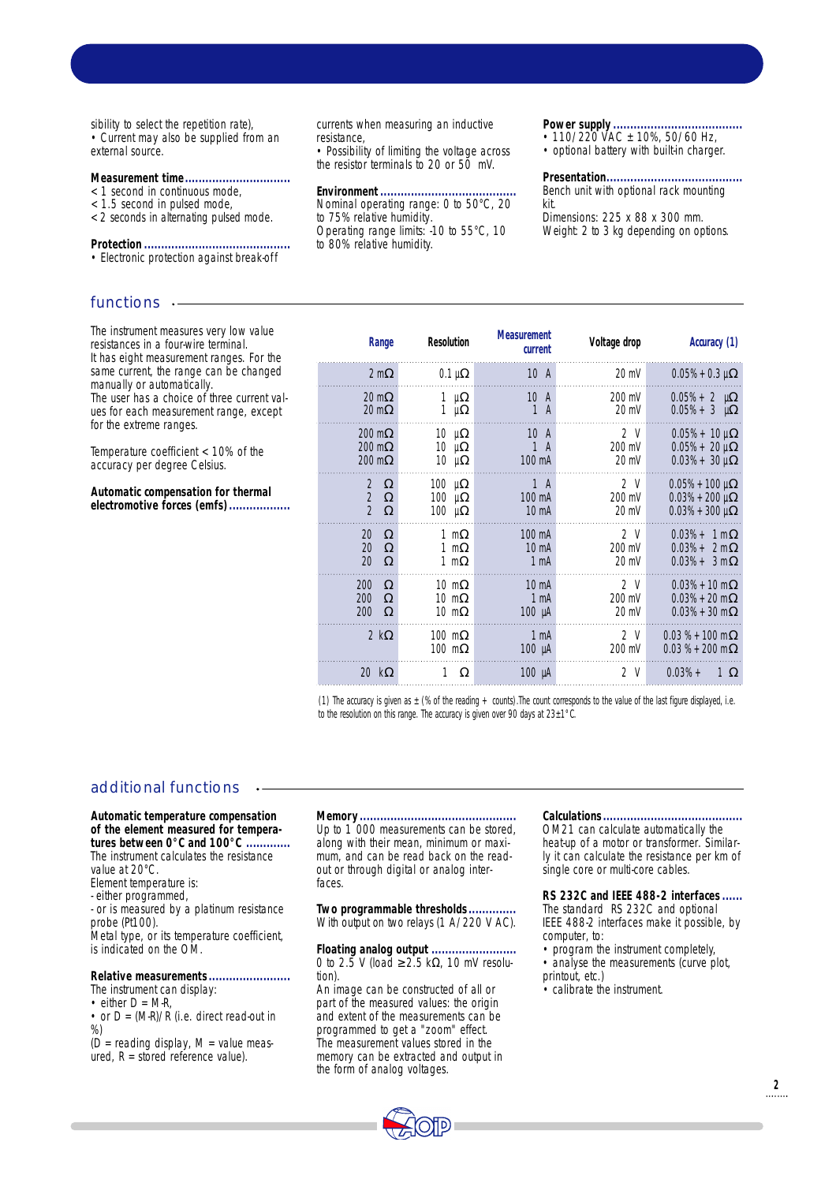sibility to select the repetition rate),
• Current may also be supplied from an external source.

**Measurement time**
< 1 second in continuous mode,
< 1.5 second in pulsed mode,
< 2 seconds in alternating pulsed mode.

**Protection**
• Electronic protection against break-off currents when measuring an inductive resistance,
• Possibility of limiting the voltage across the resistor terminals to 20 or 50 mV.

**Environment**
Nominal operating range: 0 to 50°C, 20 to 75% relative humidity.
Operating range limits: -10 to 55°C, 10 to 80% relative humidity.

**Power supply**
• 110/220 VAC ± 10%, 50/60 Hz,
• optional battery with built-in charger.

**Presentation**
Bench unit with optional rack mounting kit.
Dimensions: 225 x 88 x 300 mm.
Weight: 2 to 3 kg depending on options.

## functions

The instrument measures very low value resistances in a four-wire terminal.
It has eight measurement ranges. For the same current, the range can be changed manually or automatically.
The user has a choice of three current values for each measurement range, except for the extreme ranges.

Temperature coefficient < 10% of the accuracy per degree Celsius.

**Automatic compensation for thermal electromotive forces (emfs)**

| Range | Resolution | Measurement current | Voltage drop | Accuracy (1) |
|---|---|---|---|---|
| 2 mΩ | 0.1 µΩ | 10 A | 20 mV | 0.05% + 0.3 µΩ |
| 20 mΩ | 1 µΩ | 10 A | 200 mV | 0.05% + 2 µΩ |
| 20 mΩ | 1 µΩ | 1 A | 20 mV | 0.05% + 3 µΩ |
| 200 mΩ | 10 µΩ | 10 A | 2 V | 0.05% + 10 µΩ |
| 200 mΩ | 10 µΩ | 1 A | 200 mV | 0.05% + 20 µΩ |
| 200 mΩ | 10 µΩ | 100 mA | 20 mV | 0.03% + 30 µΩ |
| 2 Ω | 100 µΩ | 1 A | 2 V | 0.05% + 100 µΩ |
| 2 Ω | 100 µΩ | 100 mA | 200 mV | 0.03% + 200 µΩ |
| 2 Ω | 100 µΩ | 10 mA | 20 mV | 0.03% + 300 µΩ |
| 20 Ω | 1 mΩ | 100 mA | 2 V | 0.03% + 1 mΩ |
| 20 Ω | 1 mΩ | 10 mA | 200 mV | 0.03% + 2 mΩ |
| 20 Ω | 1 mΩ | 1 mA | 20 mV | 0.03% + 3 mΩ |
| 200 Ω | 10 mΩ | 10 mA | 2 V | 0.03% + 10 mΩ |
| 200 Ω | 10 mΩ | 1 mA | 200 mV | 0.03% + 20 mΩ |
| 200 Ω | 10 mΩ | 100 µA | 20 mV | 0.03% + 30 mΩ |
| 2 kΩ | 100 mΩ | 1 mA | 2 V | 0.03 % + 100 mΩ |
| 2 kΩ | 100 mΩ | 100 µA | 200 mV | 0.03 % + 200 mΩ |
| 20 kΩ | 1 Ω | 100 µA | 2 V | 0.03% + 1 Ω |

(1) The accuracy is given as ± (% of the reading + counts).The count corresponds to the value of the last figure displayed, i.e. to the resolution on this range. The accuracy is given over 90 days at 23±1°C.

## additional functions

**Automatic temperature compensation of the element measured for temperatures between 0°C and 100°C**
The instrument calculates the resistance value at 20°C.
Element temperature is:
- either programmed,
- or is measured by a platinum resistance probe (Pt100).
Metal type, or its temperature coefficient, is indicated on the OM.

**Relative measurements**
The instrument can display:
• either D = M-R,
• or D = (M-R)/R (i.e. direct read-out in %)
(D = reading display, M = value measured, R = stored reference value).

**Memory**
Up to 1 000 measurements can be stored, along with their mean, minimum or maximum, and can be read back on the read-out or through digital or analog interfaces.

**Two programmable thresholds**
With output on two relays (1 A/220 V AC).

**Floating analog output**
0 to 2.5 V (load ≥2.5 kΩ, 10 mV resolution).
An image can be constructed of all or part of the measured values: the origin and extent of the measurements can be programmed to get a "zoom" effect.
The measurement values stored in the memory can be extracted and output in the form of analog voltages.

**Calculations**
OM21 can calculate automatically the heat-up of a motor or transformer. Similarly it can calculate the resistance per km of single core or multi-core cables.

**RS 232C and IEEE 488-2 interfaces**
The standard RS 232C and optional IEEE 488-2 interfaces make it possible, by computer, to:
• program the instrument completely,
• analyse the measurements (curve plot, printout, etc.)
• calibrate the instrument.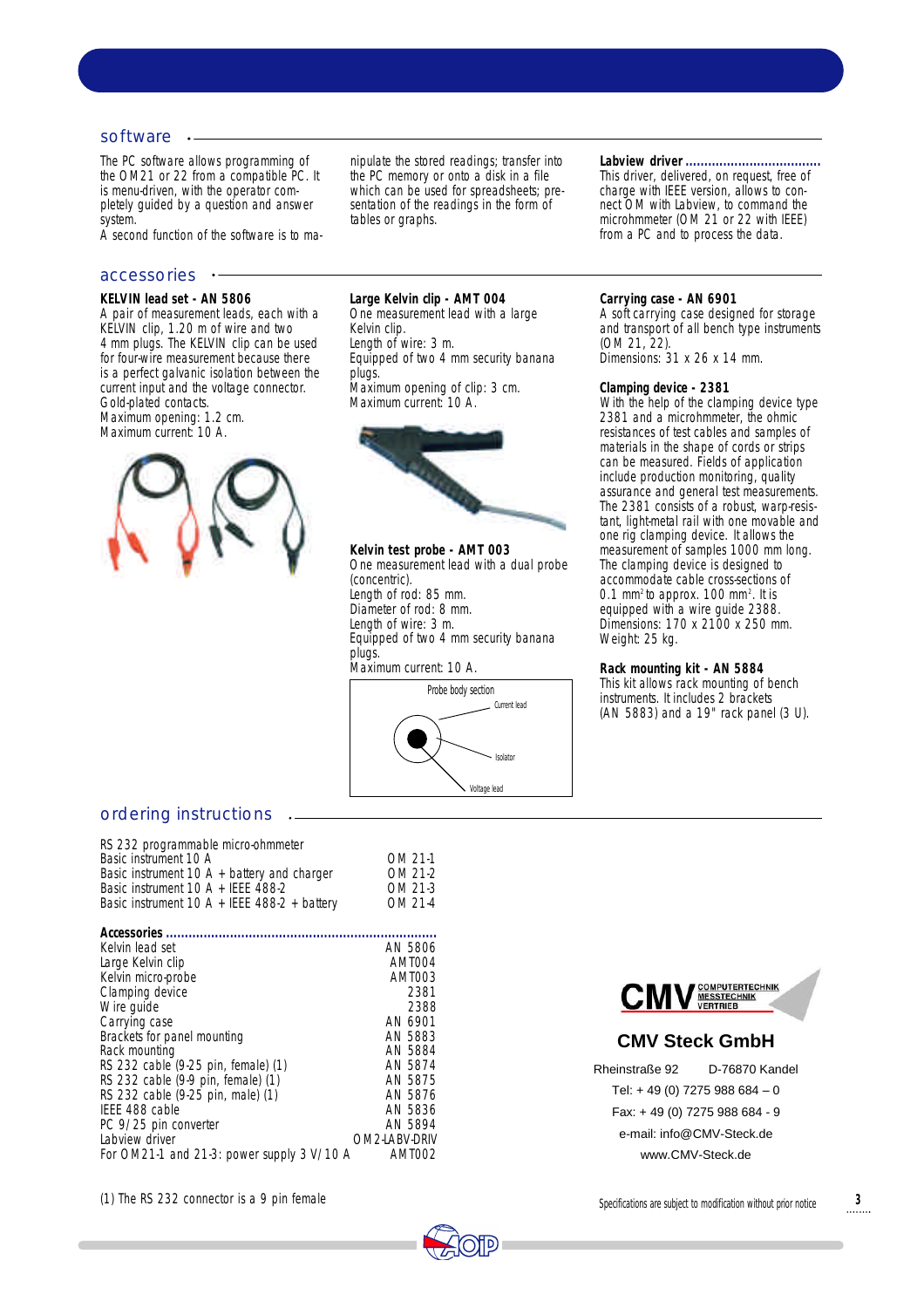## software

The PC software allows programming of the OM21 or 22 from a compatible PC. It is menu-driven, with the operator completely guided by a question and answer system.
A second function of the software is to manipulate the stored readings; transfer into the PC memory or onto a disk in a file which can be used for spreadsheets; presentation of the readings in the form of tables or graphs.

**Labview driver**
This driver, delivered, on request, free of charge with IEEE version, allows to connect OM with Labview, to command the microhmmeter (OM 21 or 22 with IEEE) from a PC and to process the data.

## accessories

**KELVIN lead set - AN 5806**
A pair of measurement leads, each with a KELVIN clip, 1.20 m of wire and two 4 mm plugs. The KELVIN clip can be used for four-wire measurement because there is a perfect galvanic isolation between the current input and the voltage connector.
Gold-plated contacts.
Maximum opening: 1.2 cm.
Maximum current: 10 A.

**Large Kelvin clip - AMT 004**
One measurement lead with a large Kelvin clip.
Length of wire: 3 m.
Equipped of two 4 mm security banana plugs.
Maximum opening of clip: 3 cm.
Maximum current: 10 A.

**Kelvin test probe - AMT 003**
One measurement lead with a dual probe (concentric).
Length of rod: 85 mm.
Diameter of rod: 8 mm.
Length of wire: 3 m.
Equipped of two 4 mm security banana plugs.
Maximum current: 10 A.

Probe body section
Current lead
Isolator
Voltage lead

**Carrying case - AN 6901**
A soft carrying case designed for storage and transport of all bench type instruments (OM 21, 22).
Dimensions: 31 x 26 x 14 mm.

**Clamping device - 2381**
With the help of the clamping device type 2381 and a microhmmeter, the ohmic resistances of test cables and samples of materials in the shape of cords or strips can be measured. Fields of application include production monitoring, quality assurance and general test measurements.
The 2381 consists of a robust, warp-resistant, light-metal rail with one movable and one rig clamping device. It allows the measurement of samples 1000 mm long.
The clamping device is designed to accommodate cable cross-sections of 0.1 mm² to approx. 100 mm². It is equipped with a wire guide 2388.
Dimensions: 170 x 2100 x 250 mm.
Weight: 25 kg.

**Rack mounting kit - AN 5884**
This kit allows rack mounting of bench instruments. It includes 2 brackets (AN 5883) and a 19" rack panel (3 U).

## ordering instructions

| | |
|---|---|
| RS 232 programmable micro-ohmmeter | |
| Basic instrument 10 A | OM 21-1 |
| Basic instrument 10 A + battery and charger | OM 21-2 |
| Basic instrument 10 A + IEEE 488-2 | OM 21-3 |
| Basic instrument 10 A + IEEE 488-2 + battery | OM 21-4 |

**Accessories**

| | |
|---|---|
| Kelvin lead set | AN 5806 |
| Large Kelvin clip | AMT004 |
| Kelvin micro-probe | AMT003 |
| Clamping device | 2381 |
| Wire guide | 2388 |
| Carrying case | AN 6901 |
| Brackets for panel mounting | AN 5883 |
| Rack mounting | AN 5884 |
| RS 232 cable (9-25 pin, female) (1) | AN 5874 |
| RS 232 cable (9-9 pin, female) (1) | AN 5875 |
| RS 232 cable (9-25 pin, male) (1) | AN 5876 |
| IEEE 488 cable | AN 5836 |
| PC 9/25 pin converter | AN 5894 |
| Labview driver | OM2-LABV-DRIV |
| For OM21-1 and 21-3: power supply 3 V/10 A | AMT002 |

(1) The RS 232 connector is a 9 pin female

CMV COMPUTERTECHNIK MESSTECHNIK VERTRIEB

**CMV Steck GmbH**
Rheinstraße 92 D-76870 Kandel
Tel: + 49 (0) 7275 988 684 – 0
Fax: + 49 (0) 7275 988 684 - 9
e-mail: info@CMV-Steck.de
www.CMV-Steck.de

Specifications are subject to modification without prior notice